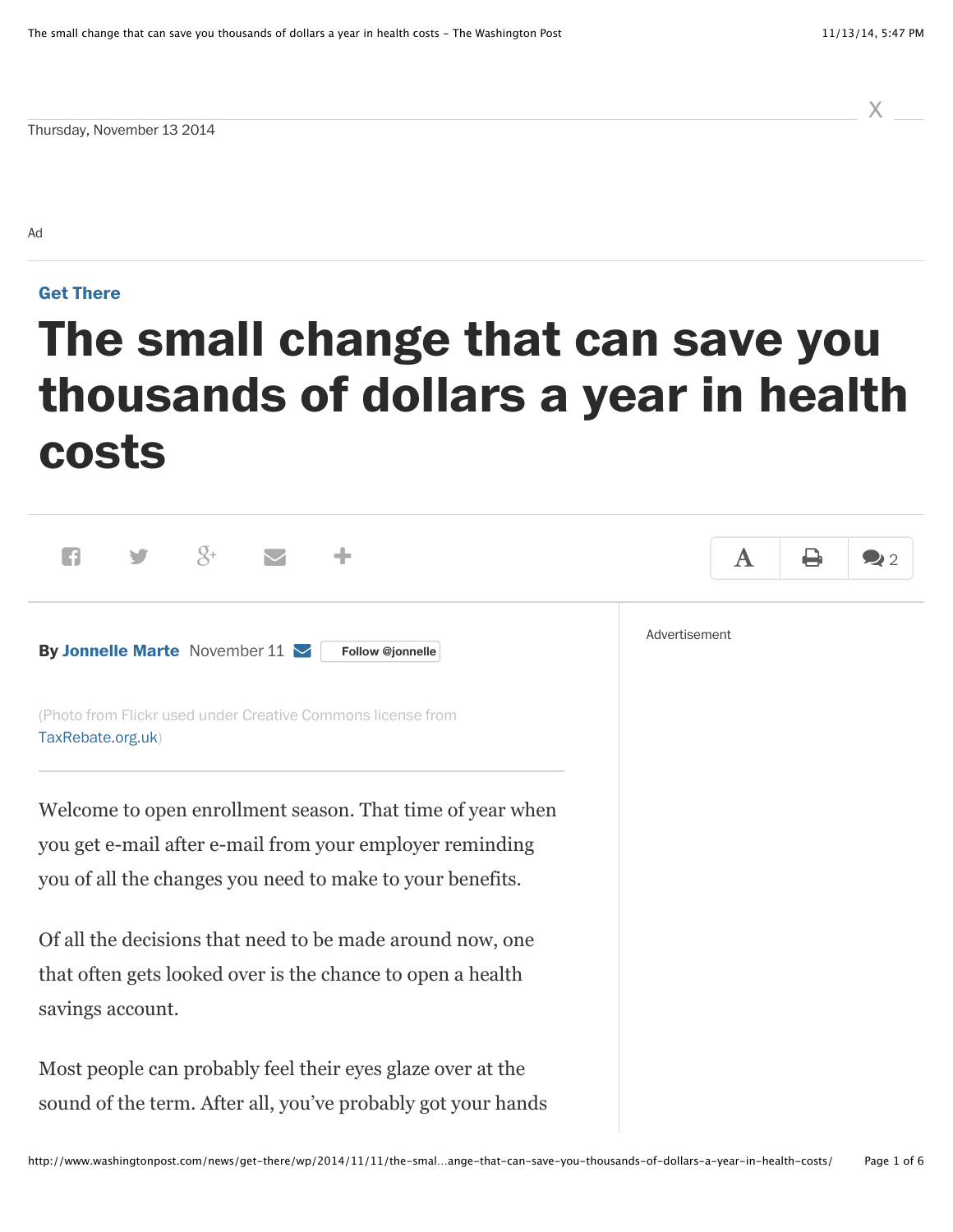Thursday, November 13 2014

Get There

# The small change that can save you thousands of dollars a year in health costs

By Jonnelle Marte November 11

(Photo from Flickr used under Creative Commons license from TaxRebate.org.uk)

Welcome to open enrollment season. That time of year when you get e-mail after e-mail from your employer reminding you of all the changes you need to make to your benefits.

Of all the decisions that need to be made around now, one that often gets looked over is the chance to open a health savings account.

Most people can probably feel their eyes glaze over at the sound of the term. After all, you've probably got your hands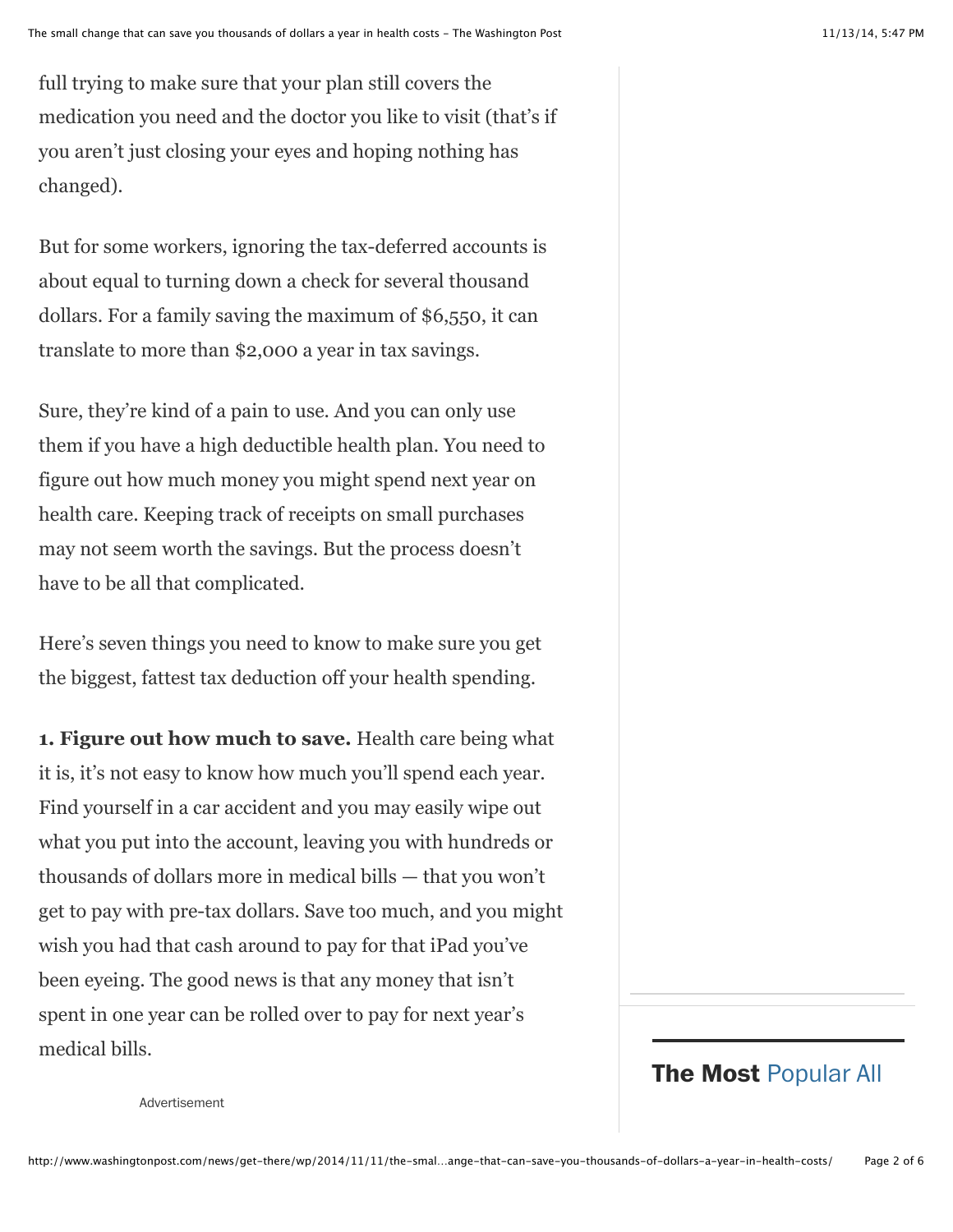full trying to make sure that your plan still covers the medication you need and the doctor you like to visit (that's if you aren't just closing your eyes and hoping nothing has changed).

But for some workers, ignoring the tax-deferred accounts is about equal to turning down a check for several thousand dollars. For a family saving the maximum of $6,550, it can translate to more than $2,000 a year in tax savings.

Sure, they're kind of a pain to use. And you can only use them if you have a high deductible health plan. You need to figure out how much money you might spend next year on health care. Keeping track of receipts on small purchases may not seem worth the savings. But the process doesn't have to be all that complicated.

Here's seven things you need to know to make sure you get the biggest, fattest tax deduction off your health spending.

**1. Figure out how much to save.** Health care being what it is, it's not easy to know how much you'll spend each year. Find yourself in a car accident and you may easily wipe out what you put into the account, leaving you with hundreds or thousands of dollars more in medical bills — that you won't get to pay with pre-tax dollars. Save too much, and you might wish you had that cash around to pay for that iPad you've been eyeing. The good news is that any money that isn't spent in one year can be rolled over to pay for next year's medical bills.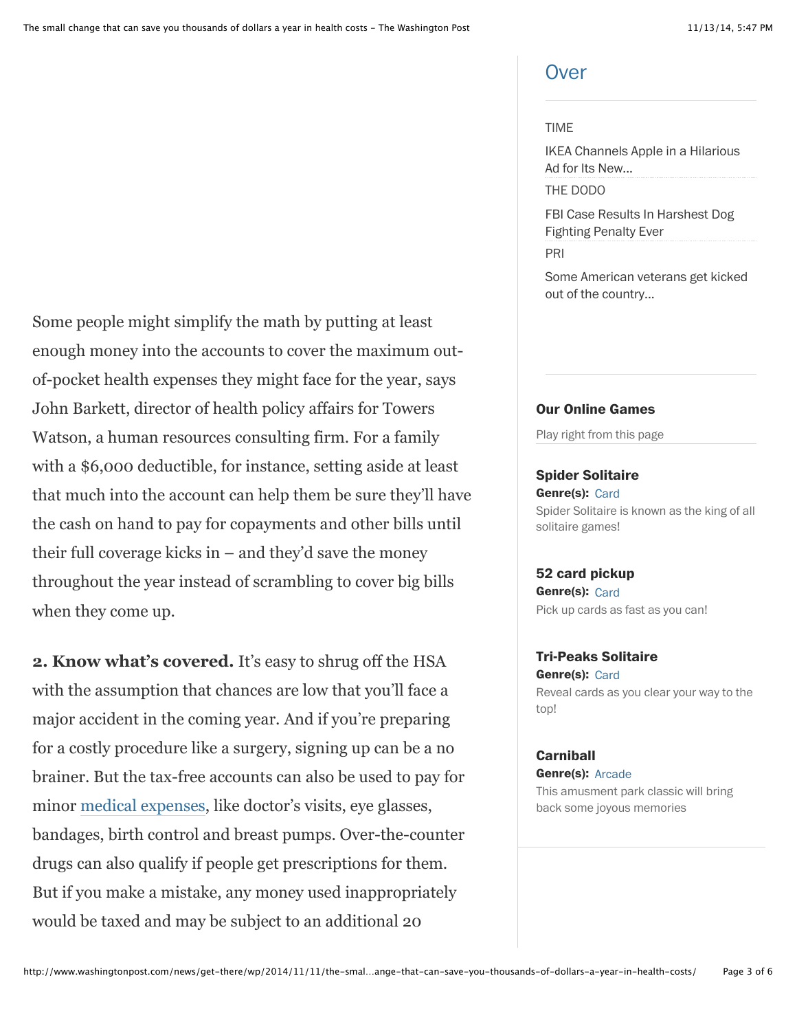Some people might simplify the math by putting at least enough money into the accounts to cover the maximum out-of-pocket health expenses they might face for the year, says John Barkett, director of health policy affairs for Towers Watson, a human resources consulting firm. For a family with a $6,000 deductible, for instance, setting aside at least that much into the account can help them be sure they'll have the cash on hand to pay for copayments and other bills until their full coverage kicks in – and they'd save the money throughout the year instead of scrambling to cover big bills when they come up.

**2. Know what's covered.** It's easy to shrug off the HSA with the assumption that chances are low that you'll face a major accident in the coming year. And if you're preparing for a costly procedure like a surgery, signing up can be a no brainer. But the tax-free accounts can also be used to pay for minor medical expenses, like doctor's visits, eye glasses, bandages, birth control and breast pumps. Over-the-counter drugs can also qualify if people get prescriptions for them. But if you make a mistake, any money used inappropriately would be taxed and may be subject to an additional 20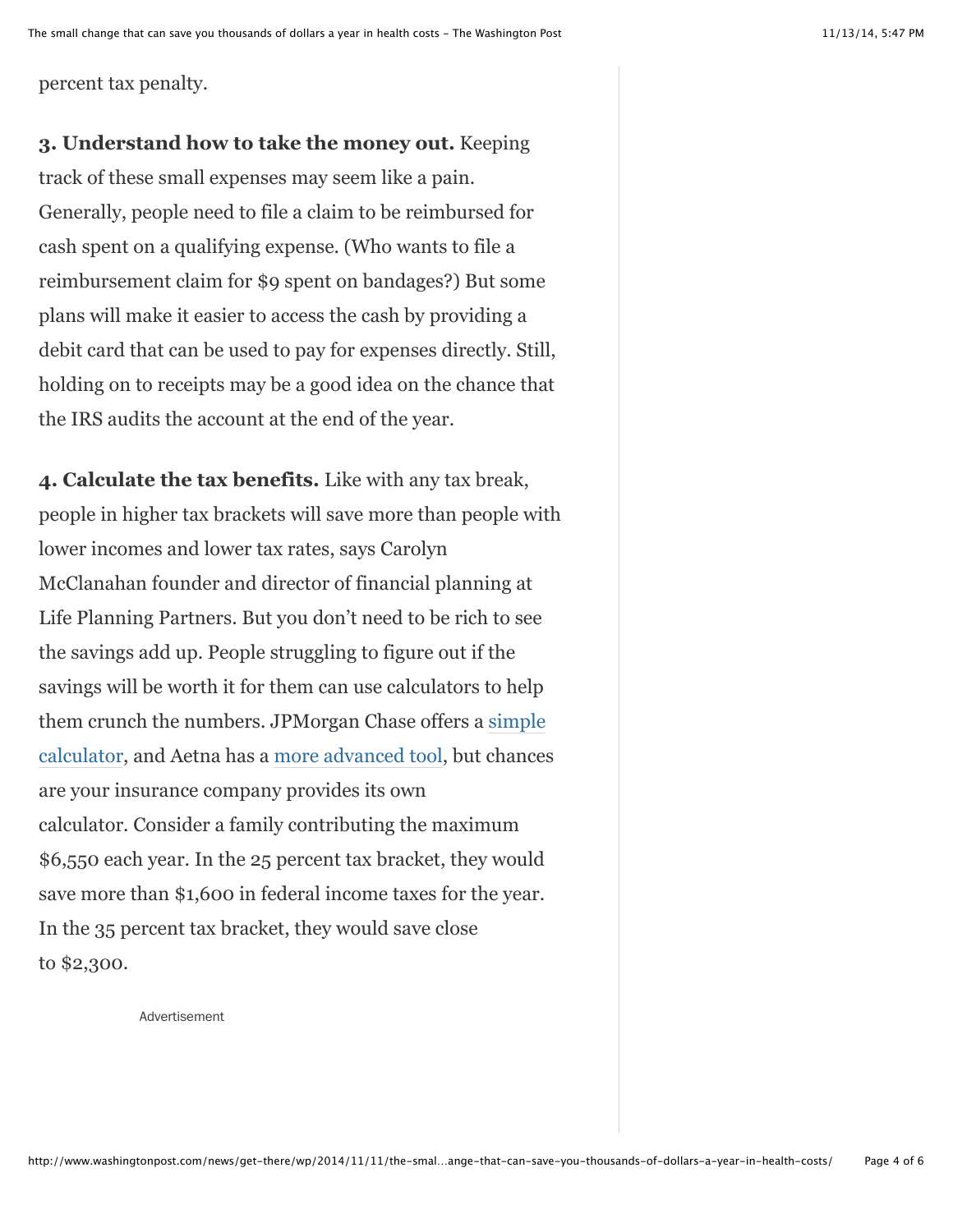percent tax penalty.

**3. Understand how to take the money out.** Keeping track of these small expenses may seem like a pain. Generally, people need to file a claim to be reimbursed for cash spent on a qualifying expense. (Who wants to file a reimbursement claim for $9 spent on bandages?) But some plans will make it easier to access the cash by providing a debit card that can be used to pay for expenses directly. Still, holding on to receipts may be a good idea on the chance that the IRS audits the account at the end of the year.

**4. Calculate the tax benefits.** Like with any tax break, people in higher tax brackets will save more than people with lower incomes and lower tax rates, says Carolyn McClanahan founder and director of financial planning at Life Planning Partners. But you don't need to be rich to see the savings add up. People struggling to figure out if the savings will be worth it for them can use calculators to help them crunch the numbers. JPMorgan Chase offers a simple calculator, and Aetna has a more advanced tool, but chances are your insurance company provides its own calculator. Consider a family contributing the maximum $6,550 each year. In the 25 percent tax bracket, they would save more than $1,600 in federal income taxes for the year. In the 35 percent tax bracket, they would save close to $2,300.

Advertisement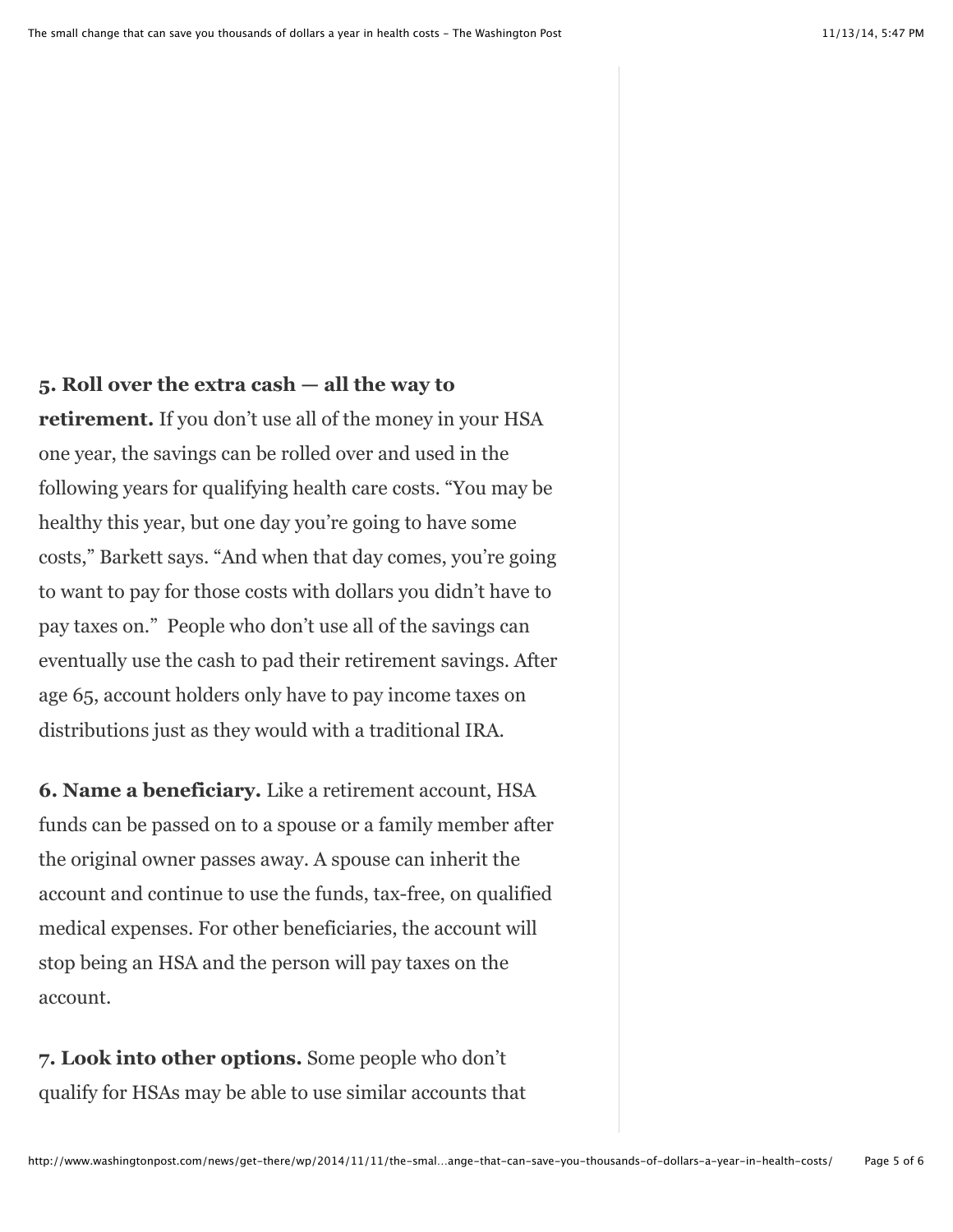**5. Roll over the extra cash — all the way to retirement.** If you don't use all of the money in your HSA one year, the savings can be rolled over and used in the following years for qualifying health care costs. "You may be healthy this year, but one day you're going to have some costs," Barkett says. "And when that day comes, you're going to want to pay for those costs with dollars you didn't have to pay taxes on." People who don't use all of the savings can eventually use the cash to pad their retirement savings. After age 65, account holders only have to pay income taxes on distributions just as they would with a traditional IRA.

**6. Name a beneficiary.** Like a retirement account, HSA funds can be passed on to a spouse or a family member after the original owner passes away. A spouse can inherit the account and continue to use the funds, tax-free, on qualified medical expenses. For other beneficiaries, the account will stop being an HSA and the person will pay taxes on the account.

**7. Look into other options.** Some people who don't qualify for HSAs may be able to use similar accounts that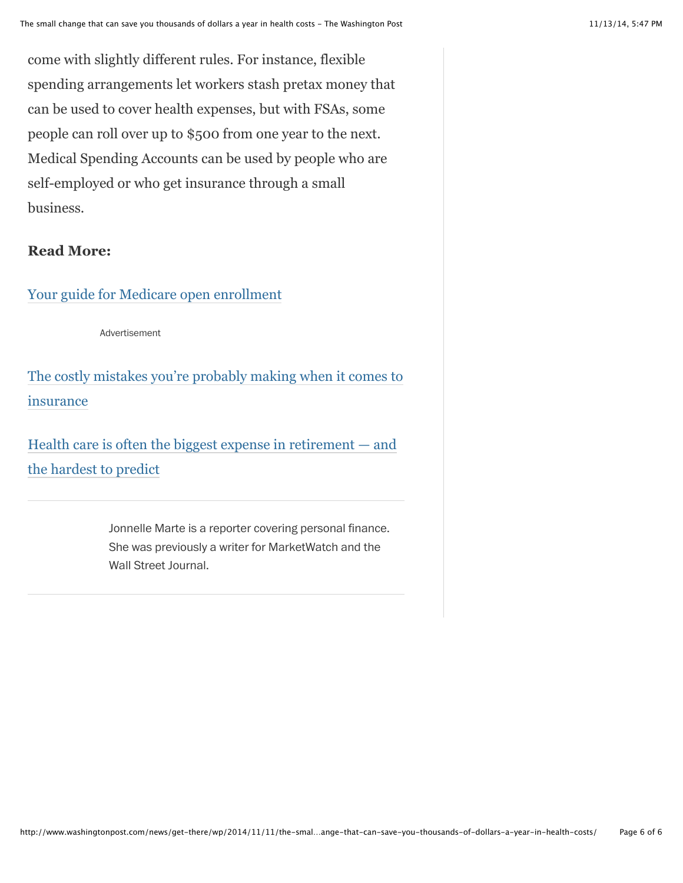come with slightly different rules. For instance, flexible spending arrangements let workers stash pretax money that can be used to cover health expenses, but with FSAs, some people can roll over up to $500 from one year to the next. Medical Spending Accounts can be used by people who are self-employed or who get insurance through a small business.

**Read More:**

Your guide for Medicare open enrollment

Advertisement

The costly mistakes you're probably making when it comes to insurance

Health care is often the biggest expense in retirement — and the hardest to predict

---

Jonnelle Marte is a reporter covering personal finance. She was previously a writer for MarketWatch and the Wall Street Journal.